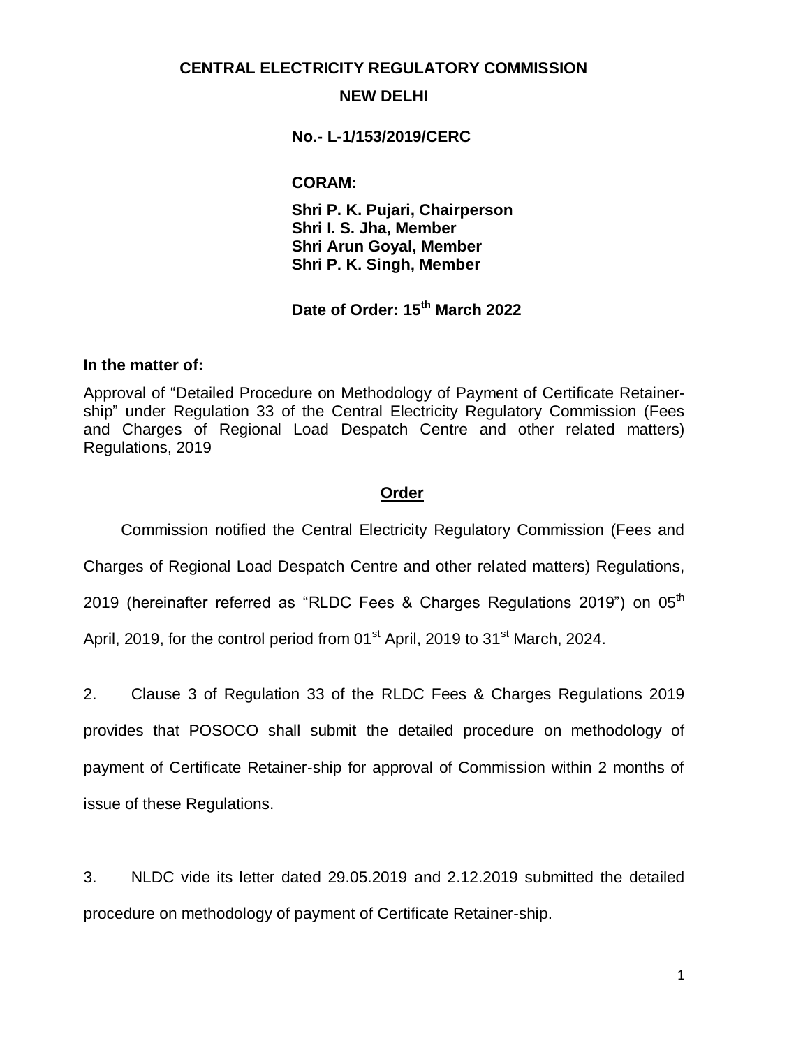**CENTRAL ELECTRICITY REGULATORY COMMISSION**

**NEW DELHI**

**No.- L-1/153/2019/CERC**

**CORAM:**

**Shri P. K. Pujari, Chairperson**
**Shri I. S. Jha, Member**
**Shri Arun Goyal, Member**
**Shri P. K. Singh, Member**

**Date of Order: 15th March 2022**

**In the matter of:**

Approval of "Detailed Procedure on Methodology of Payment of Certificate Retainer-ship" under Regulation 33 of the Central Electricity Regulatory Commission (Fees and Charges of Regional Load Despatch Centre and other related matters) Regulations, 2019

## Order

Commission notified the Central Electricity Regulatory Commission (Fees and Charges of Regional Load Despatch Centre and other related matters) Regulations, 2019 (hereinafter referred as "RLDC Fees & Charges Regulations 2019") on 05th April, 2019, for the control period from 01st April, 2019 to 31st March, 2024.

2. Clause 3 of Regulation 33 of the RLDC Fees & Charges Regulations 2019 provides that POSOCO shall submit the detailed procedure on methodology of payment of Certificate Retainer-ship for approval of Commission within 2 months of issue of these Regulations.

3. NLDC vide its letter dated 29.05.2019 and 2.12.2019 submitted the detailed procedure on methodology of payment of Certificate Retainer-ship.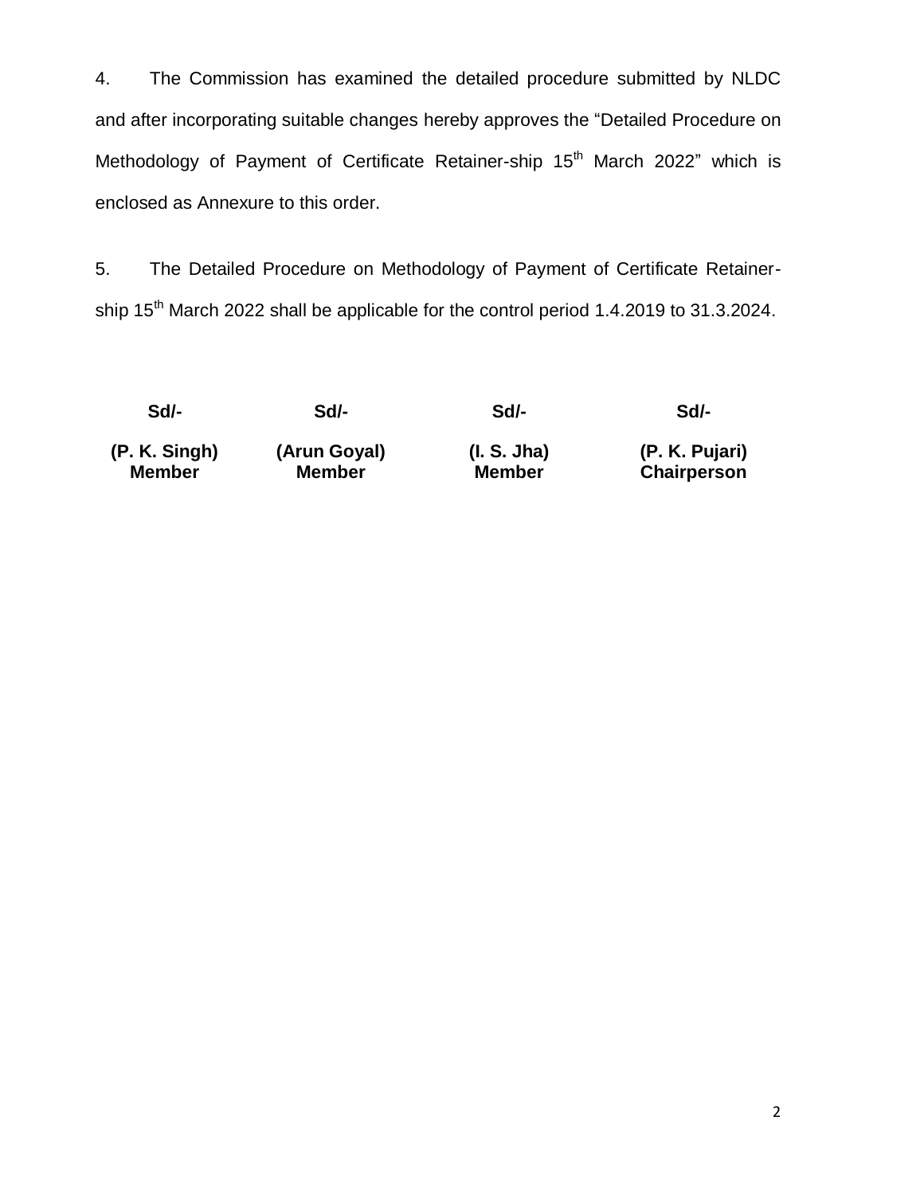4. The Commission has examined the detailed procedure submitted by NLDC and after incorporating suitable changes hereby approves the "Detailed Procedure on Methodology of Payment of Certificate Retainer-ship 15th March 2022" which is enclosed as Annexure to this order.

5. The Detailed Procedure on Methodology of Payment of Certificate Retainer-ship 15th March 2022 shall be applicable for the control period 1.4.2019 to 31.3.2024.

| **Sd/-** | **Sd/-** | **Sd/-** | **Sd/-** |
|---|---|---|---|
| **(P. K. Singh)**<br>**Member** | **(Arun Goyal)**<br>**Member** | **(I. S. Jha)**<br>**Member** | **(P. K. Pujari)**<br>**Chairperson** |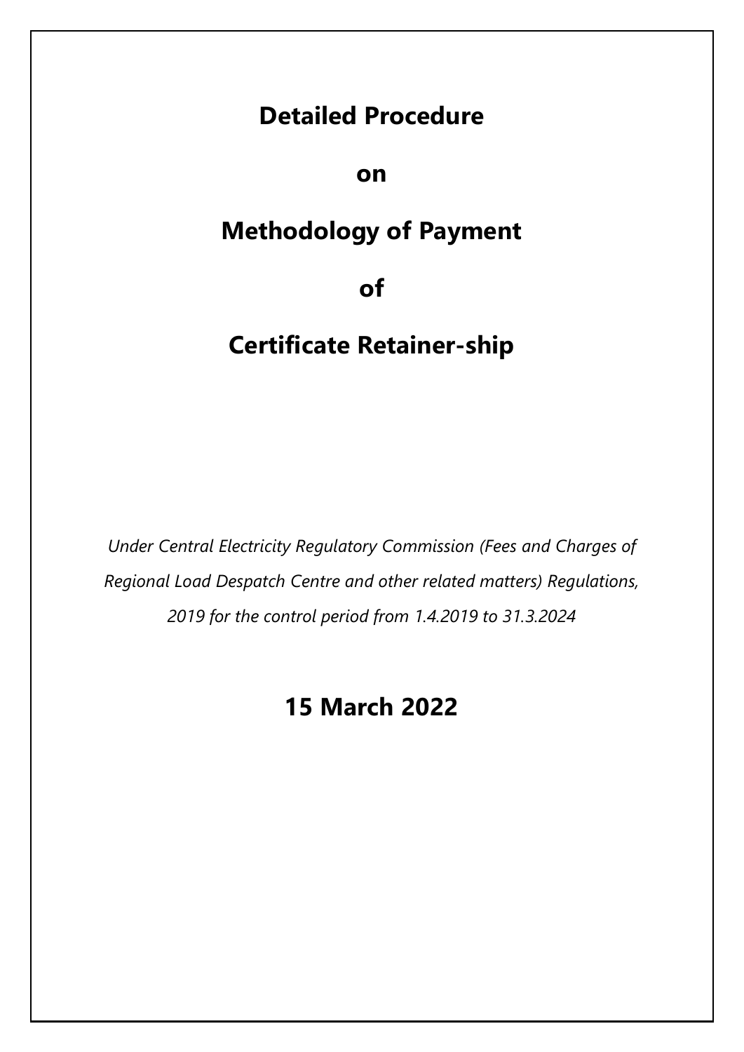# Detailed Procedure

# on

# Methodology of Payment

# of

# Certificate Retainer-ship

*Under Central Electricity Regulatory Commission (Fees and Charges of Regional Load Despatch Centre and other related matters) Regulations, 2019 for the control period from 1.4.2019 to 31.3.2024*

## 15 March 2022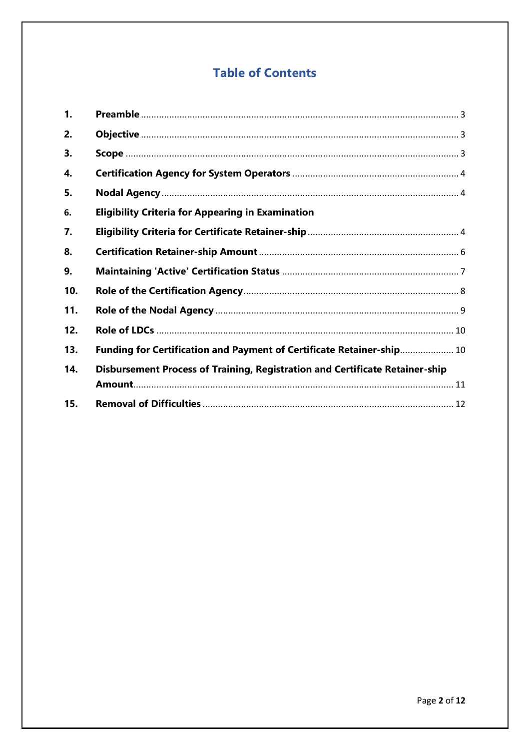# Table of Contents

| No. | Section | Page |
|---|---|---|
| 1. | **Preamble** | 3 |
| 2. | **Objective** | 3 |
| 3. | **Scope** | 3 |
| 4. | **Certification Agency for System Operators** | 4 |
| 5. | **Nodal Agency** | 4 |
| 6. | **Eligibility Criteria for Appearing in Examination** | |
| 7. | **Eligibility Criteria for Certificate Retainer-ship** | 4 |
| 8. | **Certification Retainer-ship Amount** | 6 |
| 9. | **Maintaining 'Active' Certification Status** | 7 |
| 10. | **Role of the Certification Agency** | 8 |
| 11. | **Role of the Nodal Agency** | 9 |
| 12. | **Role of LDCs** | 10 |
| 13. | **Funding for Certification and Payment of Certificate Retainer-ship** | 10 |
| 14. | **Disbursement Process of Training, Registration and Certificate Retainer-ship Amount** | 11 |
| 15. | **Removal of Difficulties** | 12 |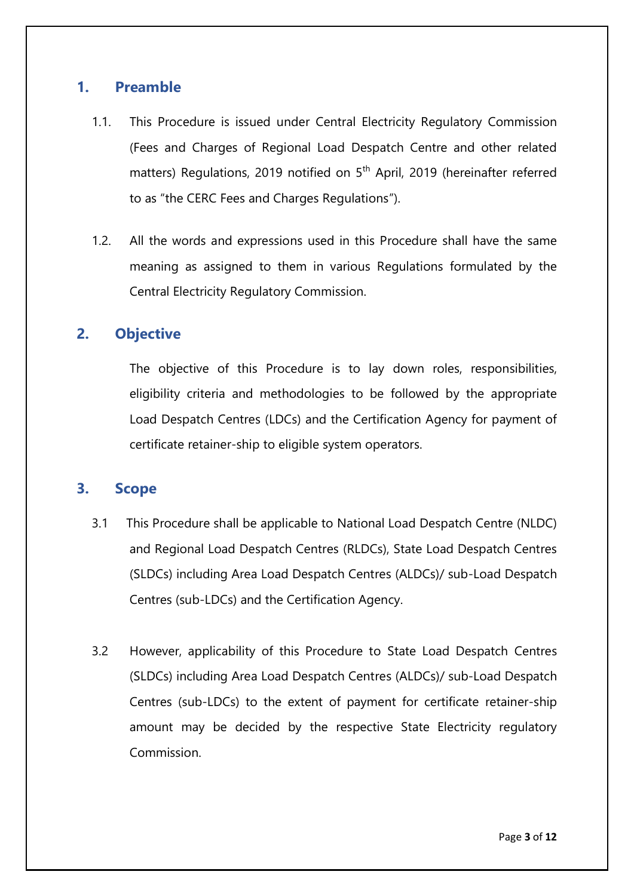## 1. Preamble

1.1. This Procedure is issued under Central Electricity Regulatory Commission (Fees and Charges of Regional Load Despatch Centre and other related matters) Regulations, 2019 notified on 5th April, 2019 (hereinafter referred to as "the CERC Fees and Charges Regulations").

1.2. All the words and expressions used in this Procedure shall have the same meaning as assigned to them in various Regulations formulated by the Central Electricity Regulatory Commission.

## 2. Objective

The objective of this Procedure is to lay down roles, responsibilities, eligibility criteria and methodologies to be followed by the appropriate Load Despatch Centres (LDCs) and the Certification Agency for payment of certificate retainer-ship to eligible system operators.

## 3. Scope

3.1 This Procedure shall be applicable to National Load Despatch Centre (NLDC) and Regional Load Despatch Centres (RLDCs), State Load Despatch Centres (SLDCs) including Area Load Despatch Centres (ALDCs)/ sub-Load Despatch Centres (sub-LDCs) and the Certification Agency.

3.2 However, applicability of this Procedure to State Load Despatch Centres (SLDCs) including Area Load Despatch Centres (ALDCs)/ sub-Load Despatch Centres (sub-LDCs) to the extent of payment for certificate retainer-ship amount may be decided by the respective State Electricity regulatory Commission.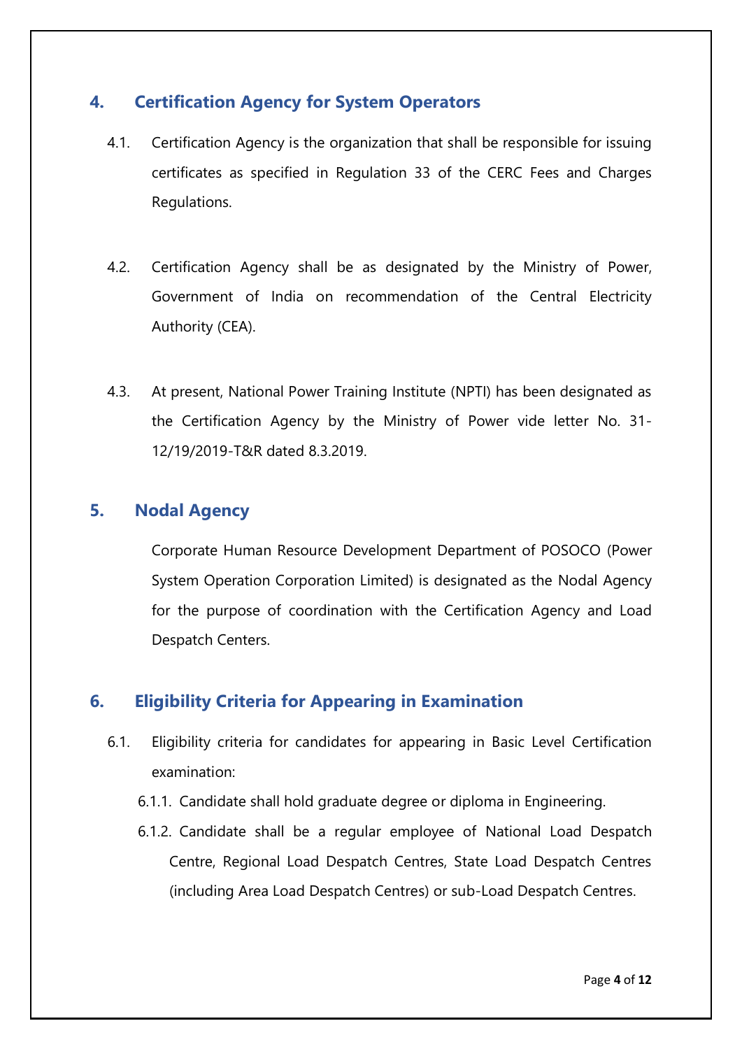## 4. Certification Agency for System Operators

4.1. Certification Agency is the organization that shall be responsible for issuing certificates as specified in Regulation 33 of the CERC Fees and Charges Regulations.

4.2. Certification Agency shall be as designated by the Ministry of Power, Government of India on recommendation of the Central Electricity Authority (CEA).

4.3. At present, National Power Training Institute (NPTI) has been designated as the Certification Agency by the Ministry of Power vide letter No. 31-12/19/2019-T&R dated 8.3.2019.

## 5. Nodal Agency

Corporate Human Resource Development Department of POSOCO (Power System Operation Corporation Limited) is designated as the Nodal Agency for the purpose of coordination with the Certification Agency and Load Despatch Centers.

## 6. Eligibility Criteria for Appearing in Examination

6.1. Eligibility criteria for candidates for appearing in Basic Level Certification examination:

6.1.1. Candidate shall hold graduate degree or diploma in Engineering.

6.1.2. Candidate shall be a regular employee of National Load Despatch Centre, Regional Load Despatch Centres, State Load Despatch Centres (including Area Load Despatch Centres) or sub-Load Despatch Centres.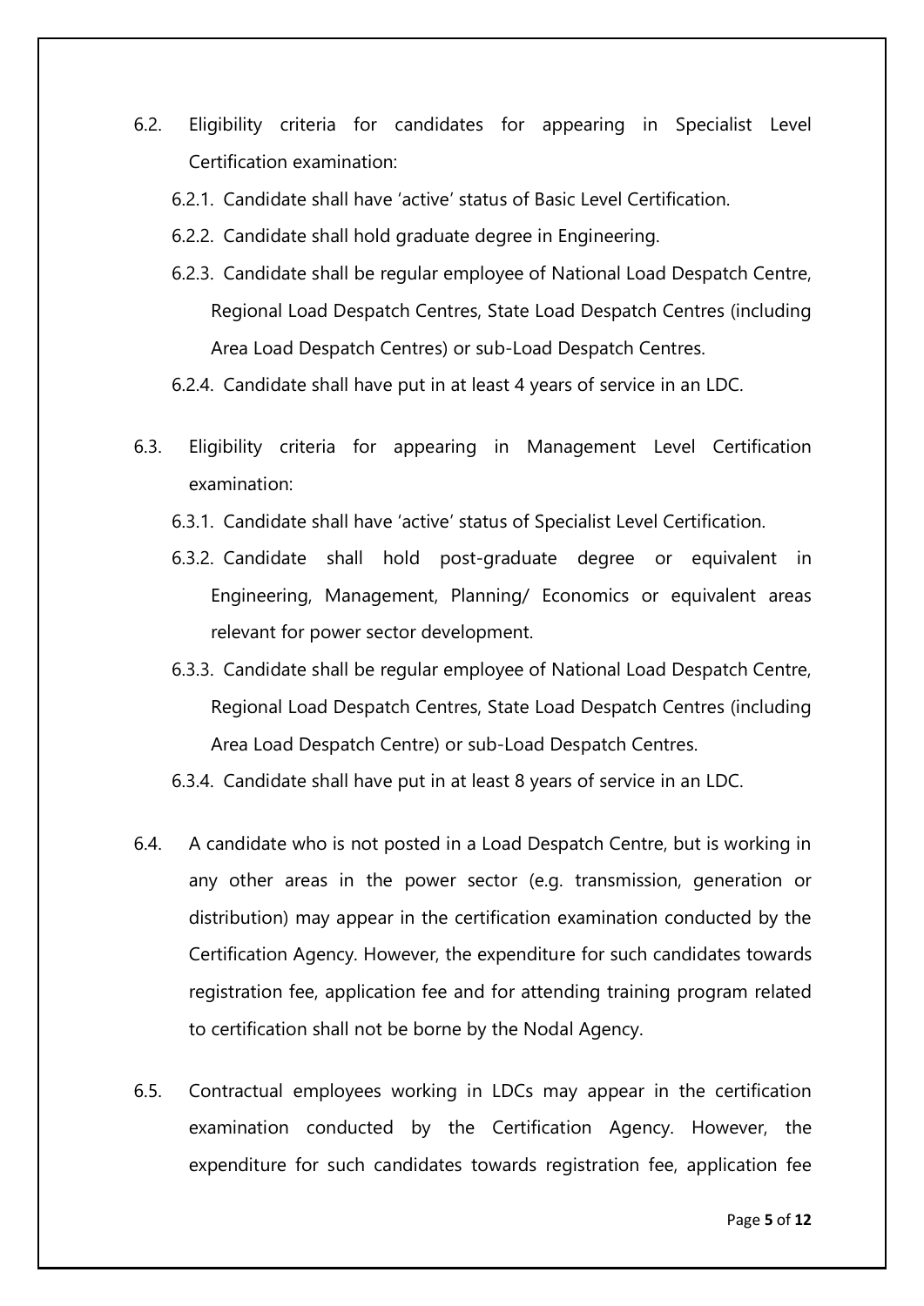6.2. Eligibility criteria for candidates for appearing in Specialist Level Certification examination:

6.2.1. Candidate shall have 'active' status of Basic Level Certification.

6.2.2. Candidate shall hold graduate degree in Engineering.

6.2.3. Candidate shall be regular employee of National Load Despatch Centre, Regional Load Despatch Centres, State Load Despatch Centres (including Area Load Despatch Centres) or sub-Load Despatch Centres.

6.2.4. Candidate shall have put in at least 4 years of service in an LDC.

6.3. Eligibility criteria for appearing in Management Level Certification examination:

6.3.1. Candidate shall have 'active' status of Specialist Level Certification.

6.3.2. Candidate shall hold post-graduate degree or equivalent in Engineering, Management, Planning/ Economics or equivalent areas relevant for power sector development.

6.3.3. Candidate shall be regular employee of National Load Despatch Centre, Regional Load Despatch Centres, State Load Despatch Centres (including Area Load Despatch Centre) or sub-Load Despatch Centres.

6.3.4. Candidate shall have put in at least 8 years of service in an LDC.

6.4. A candidate who is not posted in a Load Despatch Centre, but is working in any other areas in the power sector (e.g. transmission, generation or distribution) may appear in the certification examination conducted by the Certification Agency. However, the expenditure for such candidates towards registration fee, application fee and for attending training program related to certification shall not be borne by the Nodal Agency.

6.5. Contractual employees working in LDCs may appear in the certification examination conducted by the Certification Agency. However, the expenditure for such candidates towards registration fee, application fee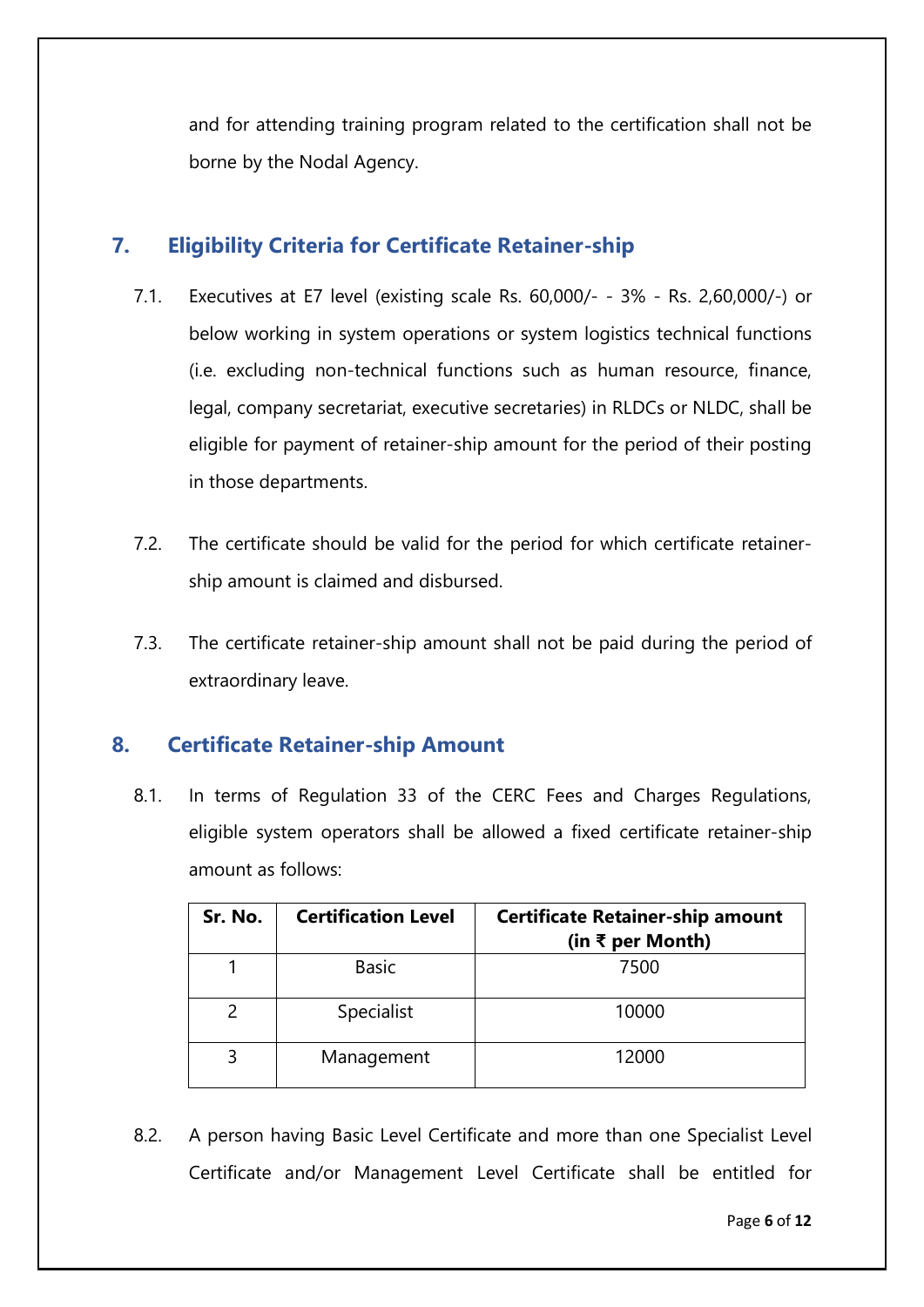and for attending training program related to the certification shall not be borne by the Nodal Agency.

## 7. Eligibility Criteria for Certificate Retainer-ship

7.1. Executives at E7 level (existing scale Rs. 60,000/- - 3% - Rs. 2,60,000/-) or below working in system operations or system logistics technical functions (i.e. excluding non-technical functions such as human resource, finance, legal, company secretariat, executive secretaries) in RLDCs or NLDC, shall be eligible for payment of retainer-ship amount for the period of their posting in those departments.

7.2. The certificate should be valid for the period for which certificate retainer-ship amount is claimed and disbursed.

7.3. The certificate retainer-ship amount shall not be paid during the period of extraordinary leave.

## 8. Certificate Retainer-ship Amount

8.1. In terms of Regulation 33 of the CERC Fees and Charges Regulations, eligible system operators shall be allowed a fixed certificate retainer-ship amount as follows:

| Sr. No. | Certification Level | Certificate Retainer-ship amount (in ₹ per Month) |
|---|---|---|
| 1 | Basic | 7500 |
| 2 | Specialist | 10000 |
| 3 | Management | 12000 |

8.2. A person having Basic Level Certificate and more than one Specialist Level Certificate and/or Management Level Certificate shall be entitled for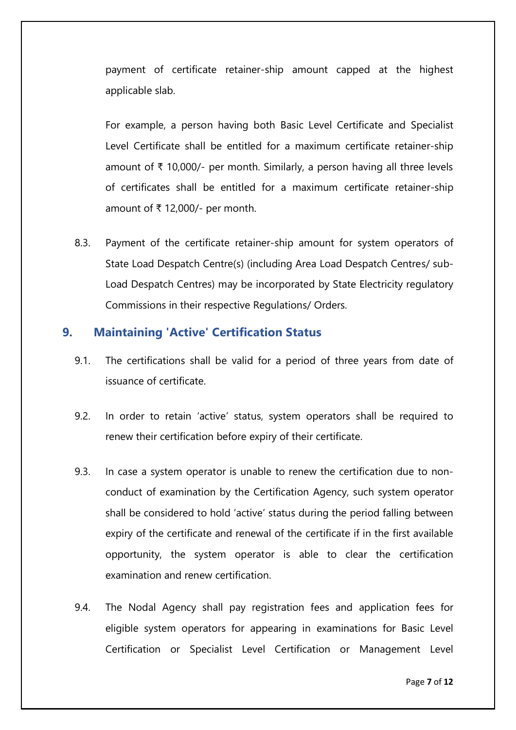payment of certificate retainer-ship amount capped at the highest applicable slab.

For example, a person having both Basic Level Certificate and Specialist Level Certificate shall be entitled for a maximum certificate retainer-ship amount of ₹ 10,000/- per month. Similarly, a person having all three levels of certificates shall be entitled for a maximum certificate retainer-ship amount of ₹ 12,000/- per month.

8.3. Payment of the certificate retainer-ship amount for system operators of State Load Despatch Centre(s) (including Area Load Despatch Centres/ sub-Load Despatch Centres) may be incorporated by State Electricity regulatory Commissions in their respective Regulations/ Orders.

## 9. Maintaining 'Active' Certification Status

9.1. The certifications shall be valid for a period of three years from date of issuance of certificate.

9.2. In order to retain 'active' status, system operators shall be required to renew their certification before expiry of their certificate.

9.3. In case a system operator is unable to renew the certification due to non-conduct of examination by the Certification Agency, such system operator shall be considered to hold 'active' status during the period falling between expiry of the certificate and renewal of the certificate if in the first available opportunity, the system operator is able to clear the certification examination and renew certification.

9.4. The Nodal Agency shall pay registration fees and application fees for eligible system operators for appearing in examinations for Basic Level Certification or Specialist Level Certification or Management Level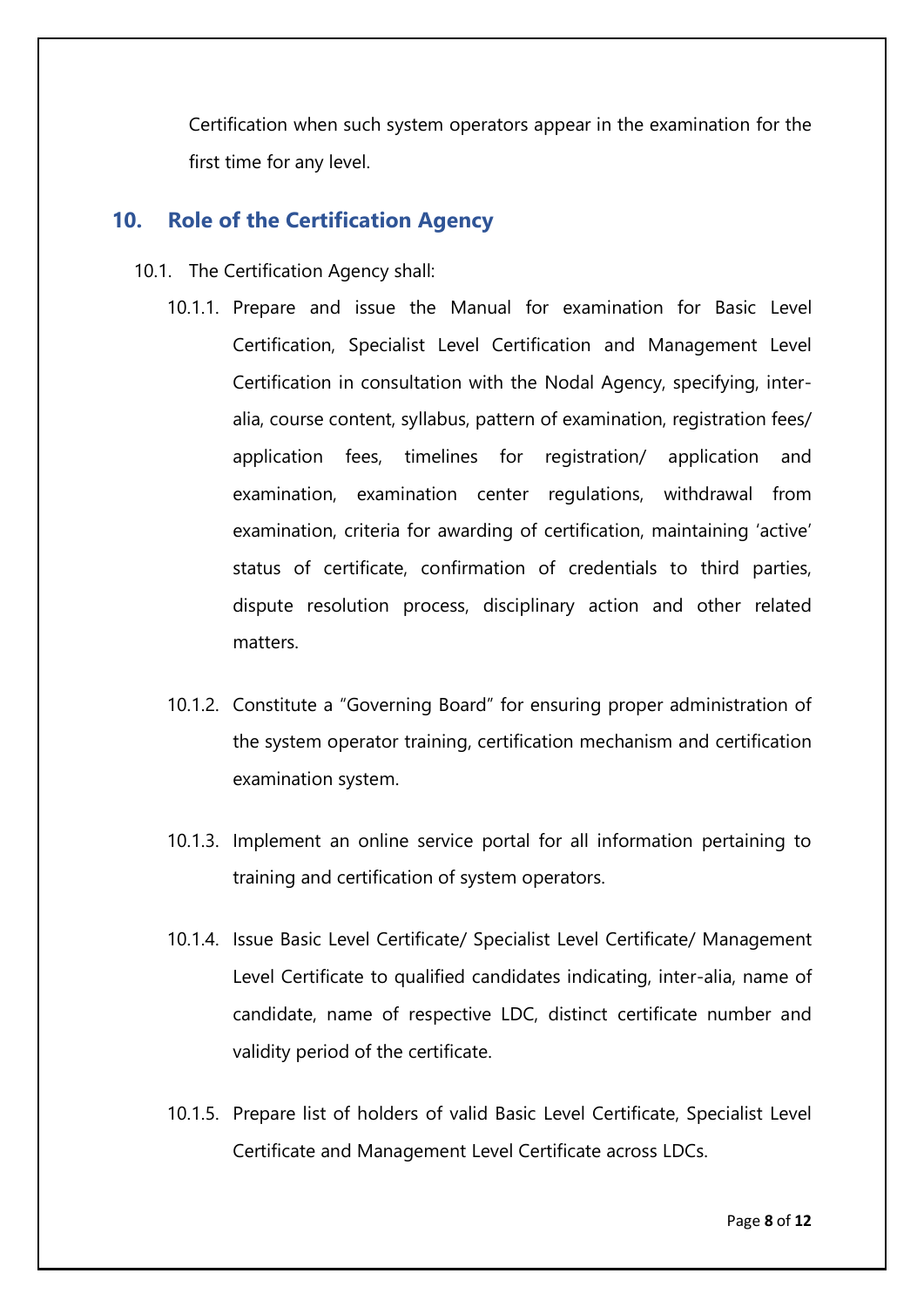Certification when such system operators appear in the examination for the first time for any level.

## 10. Role of the Certification Agency

10.1. The Certification Agency shall:

10.1.1. Prepare and issue the Manual for examination for Basic Level Certification, Specialist Level Certification and Management Level Certification in consultation with the Nodal Agency, specifying, inter-alia, course content, syllabus, pattern of examination, registration fees/ application fees, timelines for registration/ application and examination, examination center regulations, withdrawal from examination, criteria for awarding of certification, maintaining 'active' status of certificate, confirmation of credentials to third parties, dispute resolution process, disciplinary action and other related matters.

10.1.2. Constitute a "Governing Board" for ensuring proper administration of the system operator training, certification mechanism and certification examination system.

10.1.3. Implement an online service portal for all information pertaining to training and certification of system operators.

10.1.4. Issue Basic Level Certificate/ Specialist Level Certificate/ Management Level Certificate to qualified candidates indicating, inter-alia, name of candidate, name of respective LDC, distinct certificate number and validity period of the certificate.

10.1.5. Prepare list of holders of valid Basic Level Certificate, Specialist Level Certificate and Management Level Certificate across LDCs.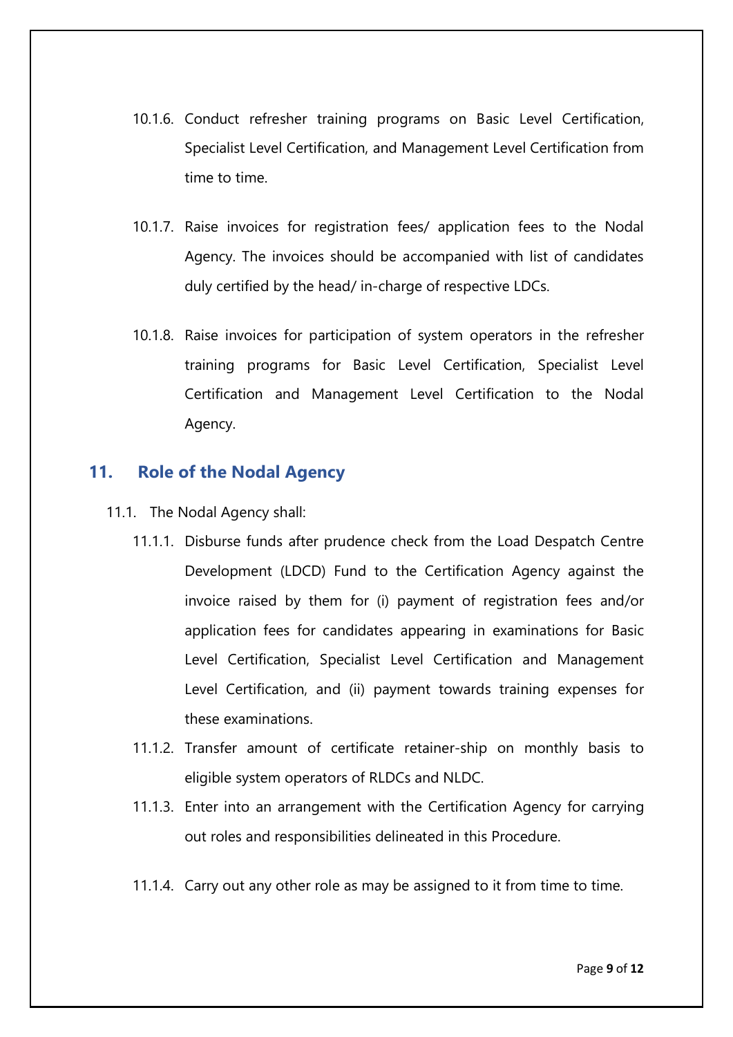10.1.6. Conduct refresher training programs on Basic Level Certification, Specialist Level Certification, and Management Level Certification from time to time.

10.1.7. Raise invoices for registration fees/ application fees to the Nodal Agency. The invoices should be accompanied with list of candidates duly certified by the head/ in-charge of respective LDCs.

10.1.8. Raise invoices for participation of system operators in the refresher training programs for Basic Level Certification, Specialist Level Certification and Management Level Certification to the Nodal Agency.

## 11. Role of the Nodal Agency

11.1. The Nodal Agency shall:

11.1.1. Disburse funds after prudence check from the Load Despatch Centre Development (LDCD) Fund to the Certification Agency against the invoice raised by them for (i) payment of registration fees and/or application fees for candidates appearing in examinations for Basic Level Certification, Specialist Level Certification and Management Level Certification, and (ii) payment towards training expenses for these examinations.

11.1.2. Transfer amount of certificate retainer-ship on monthly basis to eligible system operators of RLDCs and NLDC.

11.1.3. Enter into an arrangement with the Certification Agency for carrying out roles and responsibilities delineated in this Procedure.

11.1.4. Carry out any other role as may be assigned to it from time to time.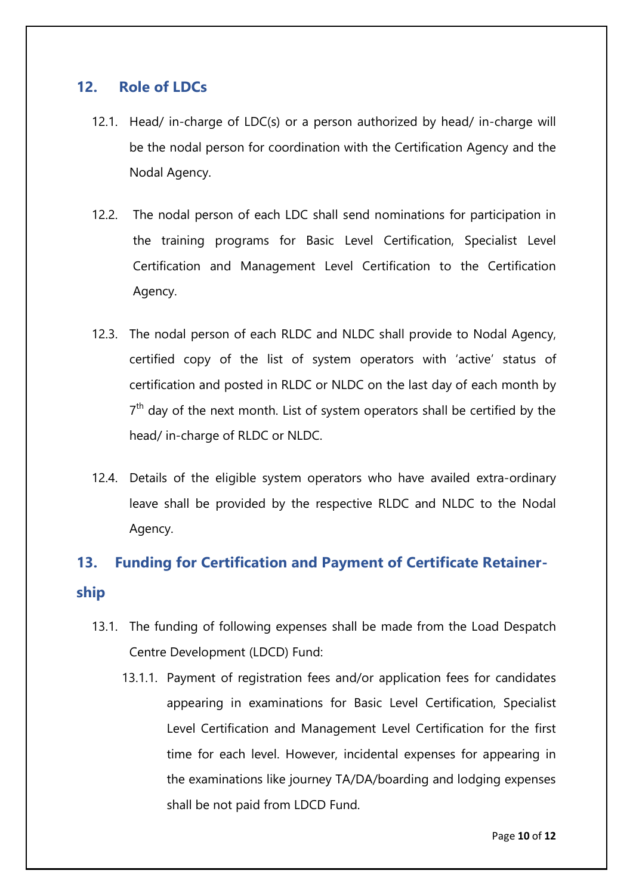## 12. Role of LDCs

12.1. Head/ in-charge of LDC(s) or a person authorized by head/ in-charge will be the nodal person for coordination with the Certification Agency and the Nodal Agency.

12.2. The nodal person of each LDC shall send nominations for participation in the training programs for Basic Level Certification, Specialist Level Certification and Management Level Certification to the Certification Agency.

12.3. The nodal person of each RLDC and NLDC shall provide to Nodal Agency, certified copy of the list of system operators with 'active' status of certification and posted in RLDC or NLDC on the last day of each month by 7$^{th}$ day of the next month. List of system operators shall be certified by the head/ in-charge of RLDC or NLDC.

12.4. Details of the eligible system operators who have availed extra-ordinary leave shall be provided by the respective RLDC and NLDC to the Nodal Agency.

## 13. Funding for Certification and Payment of Certificate Retainer-ship

13.1. The funding of following expenses shall be made from the Load Despatch Centre Development (LDCD) Fund:

13.1.1. Payment of registration fees and/or application fees for candidates appearing in examinations for Basic Level Certification, Specialist Level Certification and Management Level Certification for the first time for each level. However, incidental expenses for appearing in the examinations like journey TA/DA/boarding and lodging expenses shall be not paid from LDCD Fund.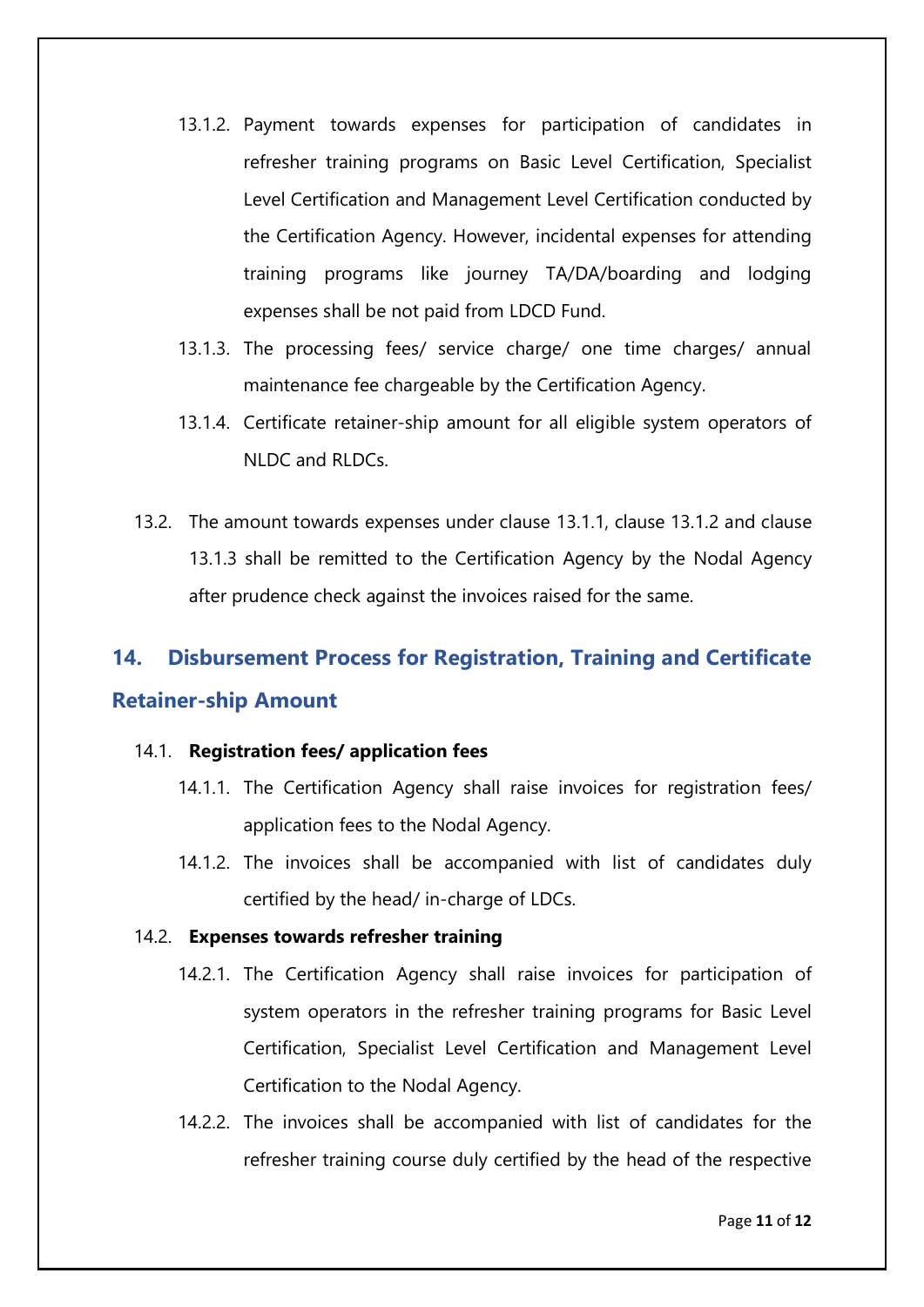13.1.2. Payment towards expenses for participation of candidates in refresher training programs on Basic Level Certification, Specialist Level Certification and Management Level Certification conducted by the Certification Agency. However, incidental expenses for attending training programs like journey TA/DA/boarding and lodging expenses shall be not paid from LDCD Fund.

13.1.3. The processing fees/ service charge/ one time charges/ annual maintenance fee chargeable by the Certification Agency.

13.1.4. Certificate retainer-ship amount for all eligible system operators of NLDC and RLDCs.

13.2. The amount towards expenses under clause 13.1.1, clause 13.1.2 and clause 13.1.3 shall be remitted to the Certification Agency by the Nodal Agency after prudence check against the invoices raised for the same.

## 14. Disbursement Process for Registration, Training and Certificate Retainer-ship Amount

14.1. **Registration fees/ application fees**

14.1.1. The Certification Agency shall raise invoices for registration fees/ application fees to the Nodal Agency.

14.1.2. The invoices shall be accompanied with list of candidates duly certified by the head/ in-charge of LDCs.

14.2. **Expenses towards refresher training**

14.2.1. The Certification Agency shall raise invoices for participation of system operators in the refresher training programs for Basic Level Certification, Specialist Level Certification and Management Level Certification to the Nodal Agency.

14.2.2. The invoices shall be accompanied with list of candidates for the refresher training course duly certified by the head of the respective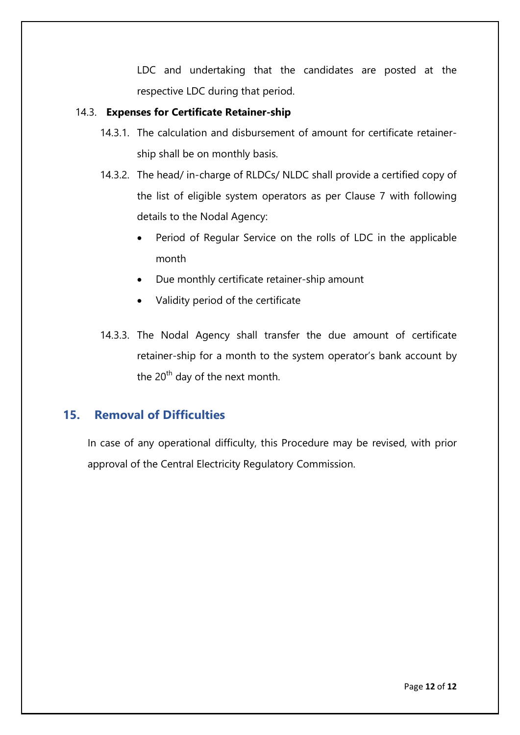LDC and undertaking that the candidates are posted at the respective LDC during that period.

14.3. **Expenses for Certificate Retainer-ship**

14.3.1. The calculation and disbursement of amount for certificate retainer-ship shall be on monthly basis.

14.3.2. The head/ in-charge of RLDCs/ NLDC shall provide a certified copy of the list of eligible system operators as per Clause 7 with following details to the Nodal Agency:

- Period of Regular Service on the rolls of LDC in the applicable month
- Due monthly certificate retainer-ship amount
- Validity period of the certificate

14.3.3. The Nodal Agency shall transfer the due amount of certificate retainer-ship for a month to the system operator's bank account by the 20th day of the next month.

## 15. Removal of Difficulties

In case of any operational difficulty, this Procedure may be revised, with prior approval of the Central Electricity Regulatory Commission.